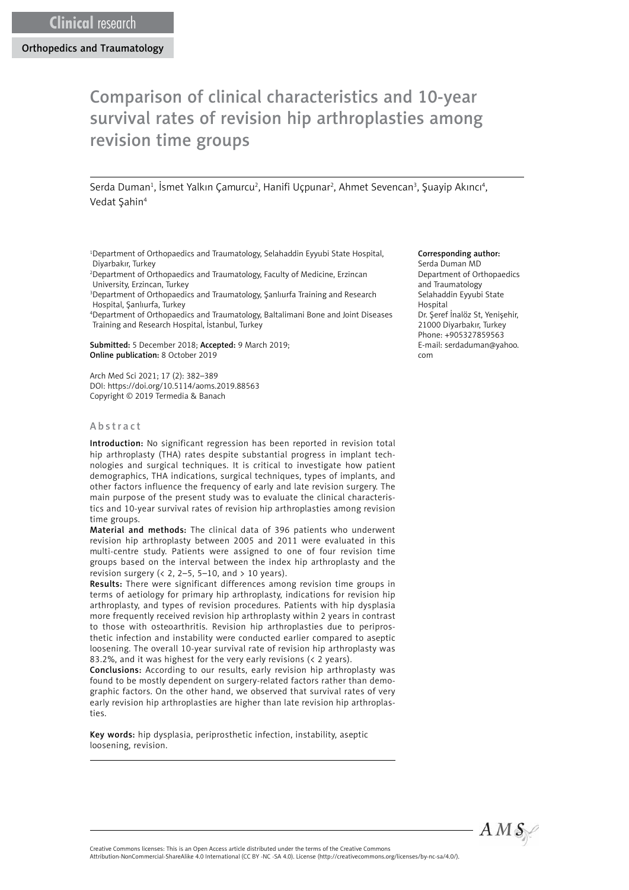Clinical research

Orthopedics and Traumatology

# Comparison of clinical characteristics and 10-year survival rates of revision hip arthroplasties among revision time groups

Serda Duman[1], İsmet Yalkın Çamurcu[2], Hanifi Uçpunar[2], Ahmet Sevencan[3], Şuayip Akıncı[4], Vedat Şahin[4]

[1]Department of Orthopaedics and Traumatology, Selahaddin Eyyubi State Hospital, Diyarbakır, Turkey
[2]Department of Orthopaedics and Traumatology, Faculty of Medicine, Erzincan University, Erzincan, Turkey
[3]Department of Orthopaedics and Traumatology, Şanlıurfa Training and Research Hospital, Şanlıurfa, Turkey
[4]Department of Orthopaedics and Traumatology, Baltalimani Bone and Joint Diseases Training and Research Hospital, İstanbul, Turkey

**Submitted:** 5 December 2018; **Accepted:** 9 March 2019;
**Online publication:** 8 October 2019

Arch Med Sci 2021; 17 (2): 382–389
DOI: https://doi.org/10.5114/aoms.2019.88563
Copyright © 2019 Termedia & Banach

**Corresponding author:**
Serda Duman MD
Department of Orthopaedics and Traumatology
Selahaddin Eyyubi State Hospital
Dr. Şeref İnalöz St, Yenişehir, 21000 Diyarbakır, Turkey
Phone: +905327859563
E-mail: serdaduman@yahoo.com

## Abstract

**Introduction:** No significant regression has been reported in revision total hip arthroplasty (THA) rates despite substantial progress in implant technologies and surgical techniques. It is critical to investigate how patient demographics, THA indications, surgical techniques, types of implants, and other factors influence the frequency of early and late revision surgery. The main purpose of the present study was to evaluate the clinical characteristics and 10-year survival rates of revision hip arthroplasties among revision time groups.

**Material and methods:** The clinical data of 396 patients who underwent revision hip arthroplasty between 2005 and 2011 were evaluated in this multi-centre study. Patients were assigned to one of four revision time groups based on the interval between the index hip arthroplasty and the revision surgery (< 2, 2–5, 5–10, and > 10 years).

**Results:** There were significant differences among revision time groups in terms of aetiology for primary hip arthroplasty, indications for revision hip arthroplasty, and types of revision procedures. Patients with hip dysplasia more frequently received revision hip arthroplasty within 2 years in contrast to those with osteoarthritis. Revision hip arthroplasties due to periprosthetic infection and instability were conducted earlier compared to aseptic loosening. The overall 10-year survival rate of revision hip arthroplasty was 83.2%, and it was highest for the very early revisions (< 2 years).

**Conclusions:** According to our results, early revision hip arthroplasty was found to be mostly dependent on surgery-related factors rather than demographic factors. On the other hand, we observed that survival rates of very early revision hip arthroplasties are higher than late revision hip arthroplasties.

**Key words:** hip dysplasia, periprosthetic infection, instability, aseptic loosening, revision.

Creative Commons licenses: This is an Open Access article distributed under the terms of the Creative Commons Attribution-NonCommercial-ShareAlike 4.0 International (CC BY -NC -SA 4.0). License (http://creativecommons.org/licenses/by-nc-sa/4.0/).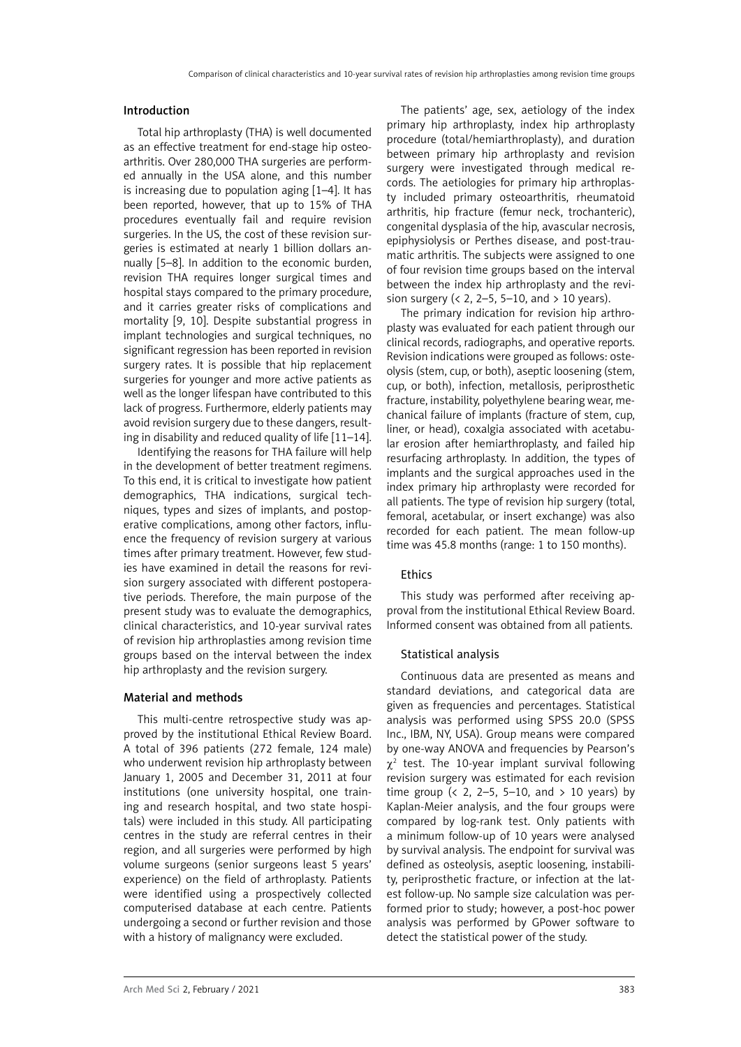## Introduction

Total hip arthroplasty (THA) is well documented as an effective treatment for end-stage hip osteoarthritis. Over 280,000 THA surgeries are performed annually in the USA alone, and this number is increasing due to population aging [1–4]. It has been reported, however, that up to 15% of THA procedures eventually fail and require revision surgeries. In the US, the cost of these revision surgeries is estimated at nearly 1 billion dollars annually [5–8]. In addition to the economic burden, revision THA requires longer surgical times and hospital stays compared to the primary procedure, and it carries greater risks of complications and mortality [9, 10]. Despite substantial progress in implant technologies and surgical techniques, no significant regression has been reported in revision surgery rates. It is possible that hip replacement surgeries for younger and more active patients as well as the longer lifespan have contributed to this lack of progress. Furthermore, elderly patients may avoid revision surgery due to these dangers, resulting in disability and reduced quality of life [11–14].

Identifying the reasons for THA failure will help in the development of better treatment regimens. To this end, it is critical to investigate how patient demographics, THA indications, surgical techniques, types and sizes of implants, and postoperative complications, among other factors, influence the frequency of revision surgery at various times after primary treatment. However, few studies have examined in detail the reasons for revision surgery associated with different postoperative periods. Therefore, the main purpose of the present study was to evaluate the demographics, clinical characteristics, and 10-year survival rates of revision hip arthroplasties among revision time groups based on the interval between the index hip arthroplasty and the revision surgery.

## Material and methods

This multi-centre retrospective study was approved by the institutional Ethical Review Board. A total of 396 patients (272 female, 124 male) who underwent revision hip arthroplasty between January 1, 2005 and December 31, 2011 at four institutions (one university hospital, one training and research hospital, and two state hospitals) were included in this study. All participating centres in the study are referral centres in their region, and all surgeries were performed by high volume surgeons (senior surgeons least 5 years' experience) on the field of arthroplasty. Patients were identified using a prospectively collected computerised database at each centre. Patients undergoing a second or further revision and those with a history of malignancy were excluded.

The patients' age, sex, aetiology of the index primary hip arthroplasty, index hip arthroplasty procedure (total/hemiarthroplasty), and duration between primary hip arthroplasty and revision surgery were investigated through medical records. The aetiologies for primary hip arthroplasty included primary osteoarthritis, rheumatoid arthritis, hip fracture (femur neck, trochanteric), congenital dysplasia of the hip, avascular necrosis, epiphysiolysis or Perthes disease, and post-traumatic arthritis. The subjects were assigned to one of four revision time groups based on the interval between the index hip arthroplasty and the revision surgery (< 2, 2–5, 5–10, and > 10 years).

The primary indication for revision hip arthroplasty was evaluated for each patient through our clinical records, radiographs, and operative reports. Revision indications were grouped as follows: osteolysis (stem, cup, or both), aseptic loosening (stem, cup, or both), infection, metallosis, periprosthetic fracture, instability, polyethylene bearing wear, mechanical failure of implants (fracture of stem, cup, liner, or head), coxalgia associated with acetabular erosion after hemiarthroplasty, and failed hip resurfacing arthroplasty. In addition, the types of implants and the surgical approaches used in the index primary hip arthroplasty were recorded for all patients. The type of revision hip surgery (total, femoral, acetabular, or insert exchange) was also recorded for each patient. The mean follow-up time was 45.8 months (range: 1 to 150 months).

### Ethics

This study was performed after receiving approval from the institutional Ethical Review Board. Informed consent was obtained from all patients.

### Statistical analysis

Continuous data are presented as means and standard deviations, and categorical data are given as frequencies and percentages. Statistical analysis was performed using SPSS 20.0 (SPSS Inc., IBM, NY, USA). Group means were compared by one-way ANOVA and frequencies by Pearson's $\chi^2$ test. The 10-year implant survival following revision surgery was estimated for each revision time group (< 2, 2–5, 5–10, and > 10 years) by Kaplan-Meier analysis, and the four groups were compared by log-rank test. Only patients with a minimum follow-up of 10 years were analysed by survival analysis. The endpoint for survival was defined as osteolysis, aseptic loosening, instability, periprosthetic fracture, or infection at the latest follow-up. No sample size calculation was performed prior to study; however, a post-hoc power analysis was performed by GPower software to detect the statistical power of the study.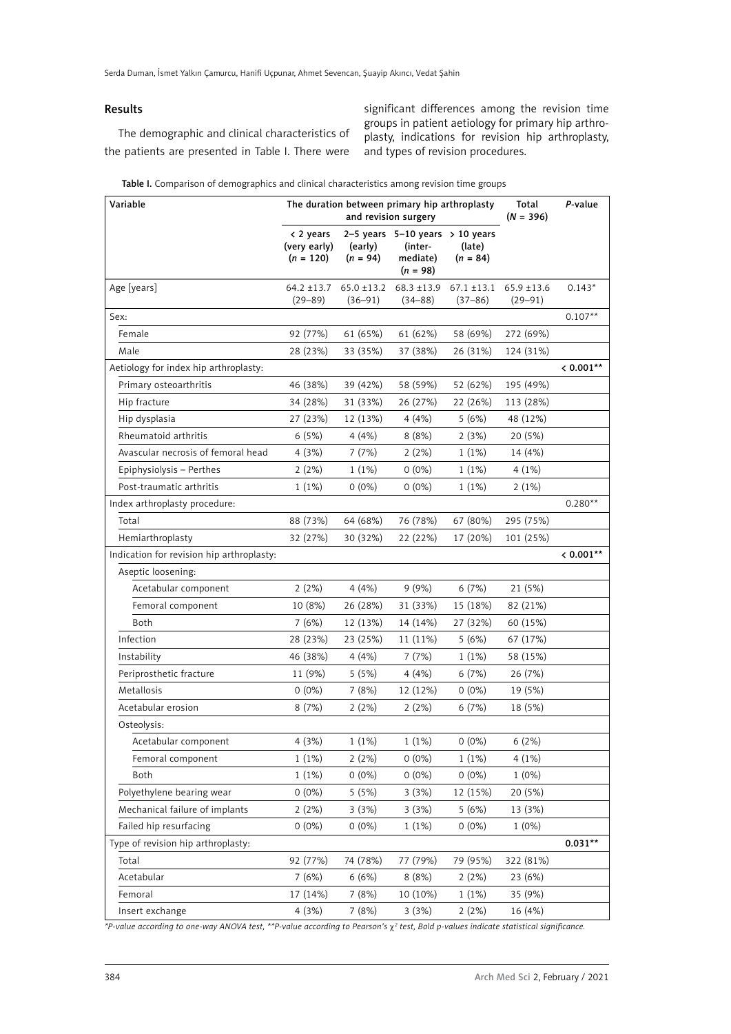## Results

The demographic and clinical characteristics of the patients are presented in Table I. There were significant differences among the revision time groups in patient aetiology for primary hip arthroplasty, indications for revision hip arthroplasty, and types of revision procedures.

**Table I.** Comparison of demographics and clinical characteristics among revision time groups

| Variable | The duration between primary hip arthroplasty and revision surgery | | | | Total (*N* = 396) | *P*-value |
|---|---|---|---|---|---|---|
| | < 2 years (very early) (*n* = 120) | 2–5 years (early) (*n* = 94) | 5–10 years (inter-mediate) (*n* = 98) | > 10 years (late) (*n* = 84) | | |
| Age [years] | 64.2 ±13.7 (29–89) | 65.0 ±13.2 (36–91) | 68.3 ±13.9 (34–88) | 67.1 ±13.1 (37–86) | 65.9 ±13.6 (29–91) | 0.143* |
| Sex: | | | | | | 0.107** |
| Female | 92 (77%) | 61 (65%) | 61 (62%) | 58 (69%) | 272 (69%) | |
| Male | 28 (23%) | 33 (35%) | 37 (38%) | 26 (31%) | 124 (31%) | |
| Aetiology for index hip arthroplasty: | | | | | | **< 0.001**** |
| Primary osteoarthritis | 46 (38%) | 39 (42%) | 58 (59%) | 52 (62%) | 195 (49%) | |
| Hip fracture | 34 (28%) | 31 (33%) | 26 (27%) | 22 (26%) | 113 (28%) | |
| Hip dysplasia | 27 (23%) | 12 (13%) | 4 (4%) | 5 (6%) | 48 (12%) | |
| Rheumatoid arthritis | 6 (5%) | 4 (4%) | 8 (8%) | 2 (3%) | 20 (5%) | |
| Avascular necrosis of femoral head | 4 (3%) | 7 (7%) | 2 (2%) | 1 (1%) | 14 (4%) | |
| Epiphysiolysis – Perthes | 2 (2%) | 1 (1%) | 0 (0%) | 1 (1%) | 4 (1%) | |
| Post-traumatic arthritis | 1 (1%) | 0 (0%) | 0 (0%) | 1 (1%) | 2 (1%) | |
| Index arthroplasty procedure: | | | | | | 0.280** |
| Total | 88 (73%) | 64 (68%) | 76 (78%) | 67 (80%) | 295 (75%) | |
| Hemiarthroplasty | 32 (27%) | 30 (32%) | 22 (22%) | 17 (20%) | 101 (25%) | |
| Indication for revision hip arthroplasty: | | | | | | **< 0.001**** |
| Aseptic loosening: | | | | | | |
| Acetabular component | 2 (2%) | 4 (4%) | 9 (9%) | 6 (7%) | 21 (5%) | |
| Femoral component | 10 (8%) | 26 (28%) | 31 (33%) | 15 (18%) | 82 (21%) | |
| Both | 7 (6%) | 12 (13%) | 14 (14%) | 27 (32%) | 60 (15%) | |
| Infection | 28 (23%) | 23 (25%) | 11 (11%) | 5 (6%) | 67 (17%) | |
| Instability | 46 (38%) | 4 (4%) | 7 (7%) | 1 (1%) | 58 (15%) | |
| Periprosthetic fracture | 11 (9%) | 5 (5%) | 4 (4%) | 6 (7%) | 26 (7%) | |
| Metallosis | 0 (0%) | 7 (8%) | 12 (12%) | 0 (0%) | 19 (5%) | |
| Acetabular erosion | 8 (7%) | 2 (2%) | 2 (2%) | 6 (7%) | 18 (5%) | |
| Osteolysis: | | | | | | |
| Acetabular component | 4 (3%) | 1 (1%) | 1 (1%) | 0 (0%) | 6 (2%) | |
| Femoral component | 1 (1%) | 2 (2%) | 0 (0%) | 1 (1%) | 4 (1%) | |
| Both | 1 (1%) | 0 (0%) | 0 (0%) | 0 (0%) | 1 (0%) | |
| Polyethylene bearing wear | 0 (0%) | 5 (5%) | 3 (3%) | 12 (15%) | 20 (5%) | |
| Mechanical failure of implants | 2 (2%) | 3 (3%) | 3 (3%) | 5 (6%) | 13 (3%) | |
| Failed hip resurfacing | 0 (0%) | 0 (0%) | 1 (1%) | 0 (0%) | 1 (0%) | |
| Type of revision hip arthroplasty: | | | | | | **0.031**** |
| Total | 92 (77%) | 74 (78%) | 77 (79%) | 79 (95%) | 322 (81%) | |
| Acetabular | 7 (6%) | 6 (6%) | 8 (8%) | 2 (2%) | 23 (6%) | |
| Femoral | 17 (14%) | 7 (8%) | 10 (10%) | 1 (1%) | 35 (9%) | |
| Insert exchange | 4 (3%) | 7 (8%) | 3 (3%) | 2 (2%) | 16 (4%) | |

*\*P-value according to one-way ANOVA test, \*\*P-value according to Pearson's $\chi^2$ test, Bold p-values indicate statistical significance.*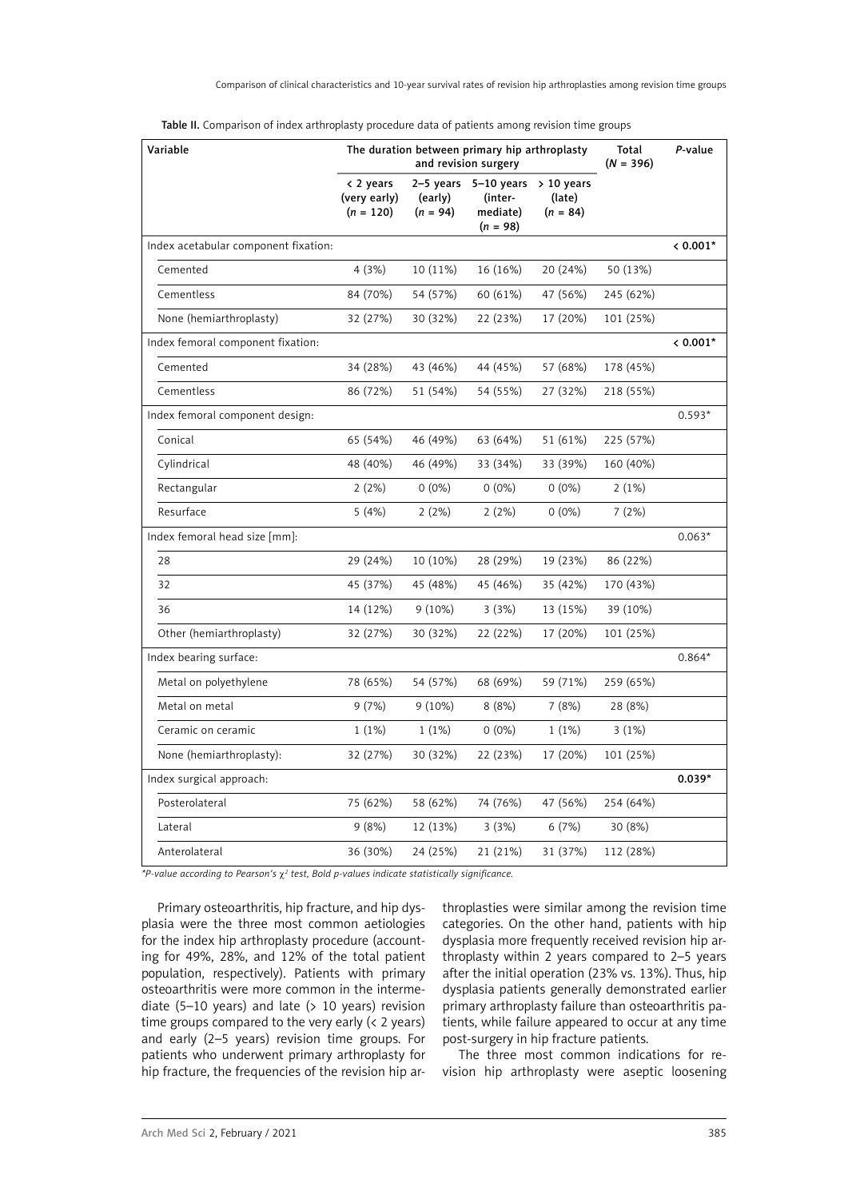Table II. Comparison of index arthroplasty procedure data of patients among revision time groups

| Variable | The duration between primary hip arthroplasty and revision surgery | | | | Total (N = 396) | P-value |
|---|---|---|---|---|---|---|
| | < 2 years (very early) (n = 120) | 2–5 years (early) (n = 94) | 5–10 years (inter-mediate) (n = 98) | > 10 years (late) (n = 84) | | |
| Index acetabular component fixation: | | | | | | **< 0.001*** |
| Cemented | 4 (3%) | 10 (11%) | 16 (16%) | 20 (24%) | 50 (13%) | |
| Cementless | 84 (70%) | 54 (57%) | 60 (61%) | 47 (56%) | 245 (62%) | |
| None (hemiarthroplasty) | 32 (27%) | 30 (32%) | 22 (23%) | 17 (20%) | 101 (25%) | |
| Index femoral component fixation: | | | | | | **< 0.001*** |
| Cemented | 34 (28%) | 43 (46%) | 44 (45%) | 57 (68%) | 178 (45%) | |
| Cementless | 86 (72%) | 51 (54%) | 54 (55%) | 27 (32%) | 218 (55%) | |
| Index femoral component design: | | | | | | 0.593* |
| Conical | 65 (54%) | 46 (49%) | 63 (64%) | 51 (61%) | 225 (57%) | |
| Cylindrical | 48 (40%) | 46 (49%) | 33 (34%) | 33 (39%) | 160 (40%) | |
| Rectangular | 2 (2%) | 0 (0%) | 0 (0%) | 0 (0%) | 2 (1%) | |
| Resurface | 5 (4%) | 2 (2%) | 2 (2%) | 0 (0%) | 7 (2%) | |
| Index femoral head size [mm]: | | | | | | 0.063* |
| 28 | 29 (24%) | 10 (10%) | 28 (29%) | 19 (23%) | 86 (22%) | |
| 32 | 45 (37%) | 45 (48%) | 45 (46%) | 35 (42%) | 170 (43%) | |
| 36 | 14 (12%) | 9 (10%) | 3 (3%) | 13 (15%) | 39 (10%) | |
| Other (hemiarthroplasty) | 32 (27%) | 30 (32%) | 22 (22%) | 17 (20%) | 101 (25%) | |
| Index bearing surface: | | | | | | 0.864* |
| Metal on polyethylene | 78 (65%) | 54 (57%) | 68 (69%) | 59 (71%) | 259 (65%) | |
| Metal on metal | 9 (7%) | 9 (10%) | 8 (8%) | 7 (8%) | 28 (8%) | |
| Ceramic on ceramic | 1 (1%) | 1 (1%) | 0 (0%) | 1 (1%) | 3 (1%) | |
| None (hemiarthroplasty): | 32 (27%) | 30 (32%) | 22 (23%) | 17 (20%) | 101 (25%) | |
| Index surgical approach: | | | | | | **0.039*** |
| Posterolateral | 75 (62%) | 58 (62%) | 74 (76%) | 47 (56%) | 254 (64%) | |
| Lateral | 9 (8%) | 12 (13%) | 3 (3%) | 6 (7%) | 30 (8%) | |
| Anterolateral | 36 (30%) | 24 (25%) | 21 (21%) | 31 (37%) | 112 (28%) | |

*\*P-value according to Pearson's $\chi^2$ test, Bold p-values indicate statistically significance.*

Primary osteoarthritis, hip fracture, and hip dysplasia were the three most common aetiologies for the index hip arthroplasty procedure (accounting for 49%, 28%, and 12% of the total patient population, respectively). Patients with primary osteoarthritis were more common in the intermediate (5–10 years) and late (> 10 years) revision time groups compared to the very early (< 2 years) and early (2–5 years) revision time groups. For patients who underwent primary arthroplasty for hip fracture, the frequencies of the revision hip arthroplasties were similar among the revision time categories. On the other hand, patients with hip dysplasia more frequently received revision hip arthroplasty within 2 years compared to 2–5 years after the initial operation (23% vs. 13%). Thus, hip dysplasia patients generally demonstrated earlier primary arthroplasty failure than osteoarthritis patients, while failure appeared to occur at any time post-surgery in hip fracture patients.

The three most common indications for revision hip arthroplasty were aseptic loosening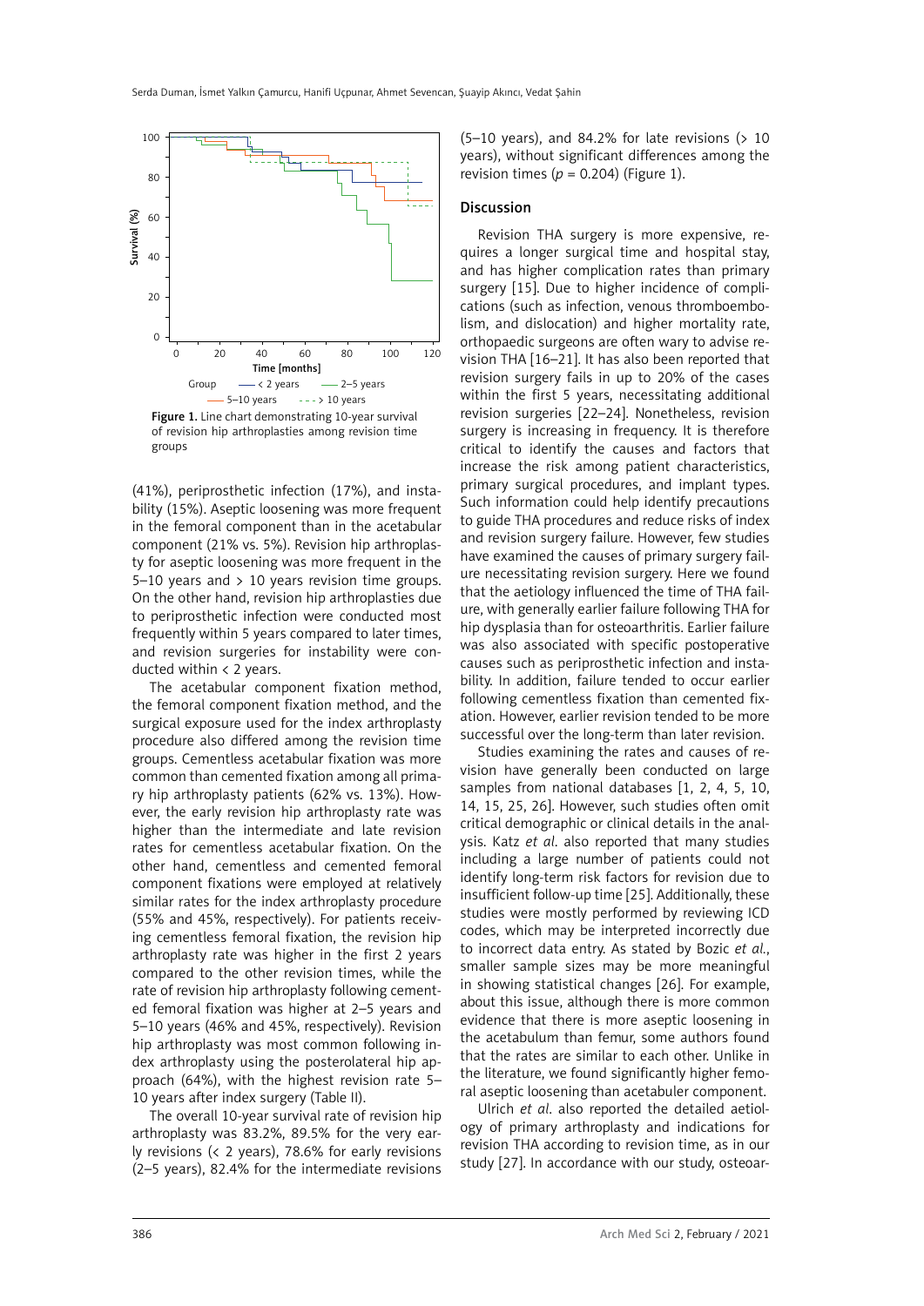Figure 1. Line chart demonstrating 10-year survival of revision hip arthroplasties among revision time groups

(41%), periprosthetic infection (17%), and instability (15%). Aseptic loosening was more frequent in the femoral component than in the acetabular component (21% vs. 5%). Revision hip arthroplasty for aseptic loosening was more frequent in the 5–10 years and > 10 years revision time groups. On the other hand, revision hip arthroplasties due to periprosthetic infection were conducted most frequently within 5 years compared to later times, and revision surgeries for instability were conducted within < 2 years.

The acetabular component fixation method, the femoral component fixation method, and the surgical exposure used for the index arthroplasty procedure also differed among the revision time groups. Cementless acetabular fixation was more common than cemented fixation among all primary hip arthroplasty patients (62% vs. 13%). However, the early revision hip arthroplasty rate was higher than the intermediate and late revision rates for cementless acetabular fixation. On the other hand, cementless and cemented femoral component fixations were employed at relatively similar rates for the index arthroplasty procedure (55% and 45%, respectively). For patients receiving cementless femoral fixation, the revision hip arthroplasty rate was higher in the first 2 years compared to the other revision times, while the rate of revision hip arthroplasty following cemented femoral fixation was higher at 2–5 years and 5–10 years (46% and 45%, respectively). Revision hip arthroplasty was most common following index arthroplasty using the posterolateral hip approach (64%), with the highest revision rate 5–10 years after index surgery (Table II).

The overall 10-year survival rate of revision hip arthroplasty was 83.2%, 89.5% for the very early revisions (< 2 years), 78.6% for early revisions (2–5 years), 82.4% for the intermediate revisions (5–10 years), and 84.2% for late revisions (> 10 years), without significant differences among the revision times ($p = 0.204$) (Figure 1).

## Discussion

Revision THA surgery is more expensive, requires a longer surgical time and hospital stay, and has higher complication rates than primary surgery [15]. Due to higher incidence of complications (such as infection, venous thromboembolism, and dislocation) and higher mortality rate, orthopaedic surgeons are often wary to advise revision THA [16–21]. It has also been reported that revision surgery fails in up to 20% of the cases within the first 5 years, necessitating additional revision surgeries [22–24]. Nonetheless, revision surgery is increasing in frequency. It is therefore critical to identify the causes and factors that increase the risk among patient characteristics, primary surgical procedures, and implant types. Such information could help identify precautions to guide THA procedures and reduce risks of index and revision surgery failure. However, few studies have examined the causes of primary surgery failure necessitating revision surgery. Here we found that the aetiology influenced the time of THA failure, with generally earlier failure following THA for hip dysplasia than for osteoarthritis. Earlier failure was also associated with specific postoperative causes such as periprosthetic infection and instability. In addition, failure tended to occur earlier following cementless fixation than cemented fixation. However, earlier revision tended to be more successful over the long-term than later revision.

Studies examining the rates and causes of revision have generally been conducted on large samples from national databases [1, 2, 4, 5, 10, 14, 15, 25, 26]. However, such studies often omit critical demographic or clinical details in the analysis. Katz *et al*. also reported that many studies including a large number of patients could not identify long-term risk factors for revision due to insufficient follow-up time [25]. Additionally, these studies were mostly performed by reviewing ICD codes, which may be interpreted incorrectly due to incorrect data entry. As stated by Bozic *et al.*, smaller sample sizes may be more meaningful in showing statistical changes [26]. For example, about this issue, although there is more common evidence that there is more aseptic loosening in the acetabulum than femur, some authors found that the rates are similar to each other. Unlike in the literature, we found significantly higher femoral aseptic loosening than acetabuler component.

Ulrich *et al*. also reported the detailed aetiology of primary arthroplasty and indications for revision THA according to revision time, as in our study [27]. In accordance with our study, osteoar-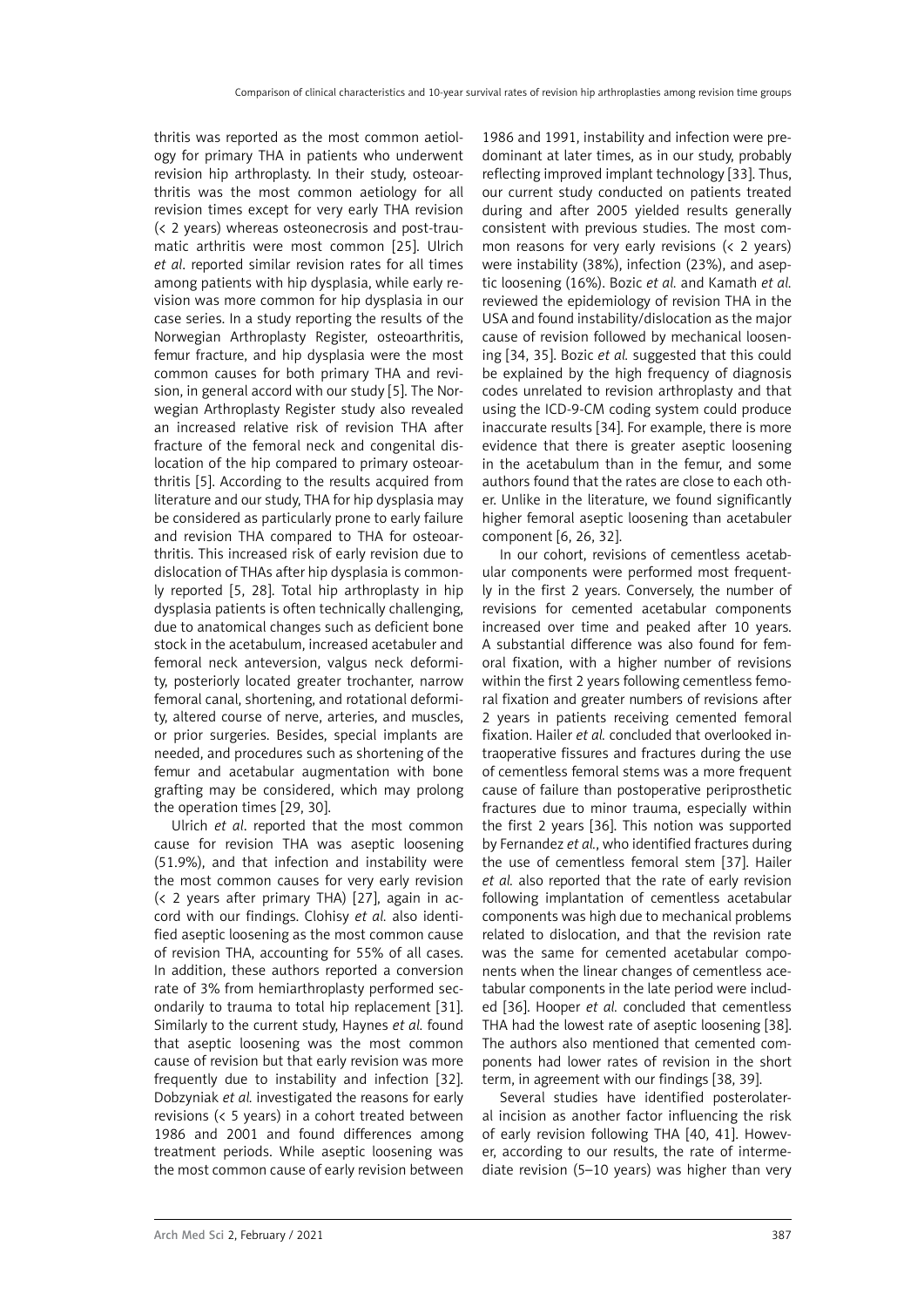thritis was reported as the most common aetiology for primary THA in patients who underwent revision hip arthroplasty. In their study, osteoarthritis was the most common aetiology for all revision times except for very early THA revision (< 2 years) whereas osteonecrosis and post-traumatic arthritis were most common [25]. Ulrich *et al*. reported similar revision rates for all times among patients with hip dysplasia, while early revision was more common for hip dysplasia in our case series. In a study reporting the results of the Norwegian Arthroplasty Register, osteoarthritis, femur fracture, and hip dysplasia were the most common causes for both primary THA and revision, in general accord with our study [5]. The Norwegian Arthroplasty Register study also revealed an increased relative risk of revision THA after fracture of the femoral neck and congenital dislocation of the hip compared to primary osteoarthritis [5]. According to the results acquired from literature and our study, THA for hip dysplasia may be considered as particularly prone to early failure and revision THA compared to THA for osteoarthritis. This increased risk of early revision due to dislocation of THAs after hip dysplasia is commonly reported [5, 28]. Total hip arthroplasty in hip dysplasia patients is often technically challenging, due to anatomical changes such as deficient bone stock in the acetabulum, increased acetabuler and femoral neck anteversion, valgus neck deformity, posteriorly located greater trochanter, narrow femoral canal, shortening, and rotational deformity, altered course of nerve, arteries, and muscles, or prior surgeries. Besides, special implants are needed, and procedures such as shortening of the femur and acetabular augmentation with bone grafting may be considered, which may prolong the operation times [29, 30].

Ulrich *et al*. reported that the most common cause for revision THA was aseptic loosening (51.9%), and that infection and instability were the most common causes for very early revision (< 2 years after primary THA) [27], again in accord with our findings. Clohisy *et al.* also identified aseptic loosening as the most common cause of revision THA, accounting for 55% of all cases. In addition, these authors reported a conversion rate of 3% from hemiarthroplasty performed secondarily to trauma to total hip replacement [31]. Similarly to the current study, Haynes *et al.* found that aseptic loosening was the most common cause of revision but that early revision was more frequently due to instability and infection [32]. Dobzyniak *et al.* investigated the reasons for early revisions (< 5 years) in a cohort treated between 1986 and 2001 and found differences among treatment periods. While aseptic loosening was the most common cause of early revision between 1986 and 1991, instability and infection were predominant at later times, as in our study, probably reflecting improved implant technology [33]. Thus, our current study conducted on patients treated during and after 2005 yielded results generally consistent with previous studies. The most common reasons for very early revisions (< 2 years) were instability (38%), infection (23%), and aseptic loosening (16%). Bozic *et al.* and Kamath *et al.* reviewed the epidemiology of revision THA in the USA and found instability/dislocation as the major cause of revision followed by mechanical loosening [34, 35]. Bozic *et al.* suggested that this could be explained by the high frequency of diagnosis codes unrelated to revision arthroplasty and that using the ICD-9-CM coding system could produce inaccurate results [34]. For example, there is more evidence that there is greater aseptic loosening in the acetabulum than in the femur, and some authors found that the rates are close to each other. Unlike in the literature, we found significantly higher femoral aseptic loosening than acetabuler component [6, 26, 32].

In our cohort, revisions of cementless acetabular components were performed most frequently in the first 2 years. Conversely, the number of revisions for cemented acetabular components increased over time and peaked after 10 years. A substantial difference was also found for femoral fixation, with a higher number of revisions within the first 2 years following cementless femoral fixation and greater numbers of revisions after 2 years in patients receiving cemented femoral fixation. Hailer *et al.* concluded that overlooked intraoperative fissures and fractures during the use of cementless femoral stems was a more frequent cause of failure than postoperative periprosthetic fractures due to minor trauma, especially within the first 2 years [36]. This notion was supported by Fernandez *et al.*, who identified fractures during the use of cementless femoral stem [37]. Hailer *et al.* also reported that the rate of early revision following implantation of cementless acetabular components was high due to mechanical problems related to dislocation, and that the revision rate was the same for cemented acetabular components when the linear changes of cementless acetabular components in the late period were included [36]. Hooper *et al.* concluded that cementless THA had the lowest rate of aseptic loosening [38]. The authors also mentioned that cemented components had lower rates of revision in the short term, in agreement with our findings [38, 39].

Several studies have identified posterolateral incision as another factor influencing the risk of early revision following THA [40, 41]. However, according to our results, the rate of intermediate revision (5–10 years) was higher than very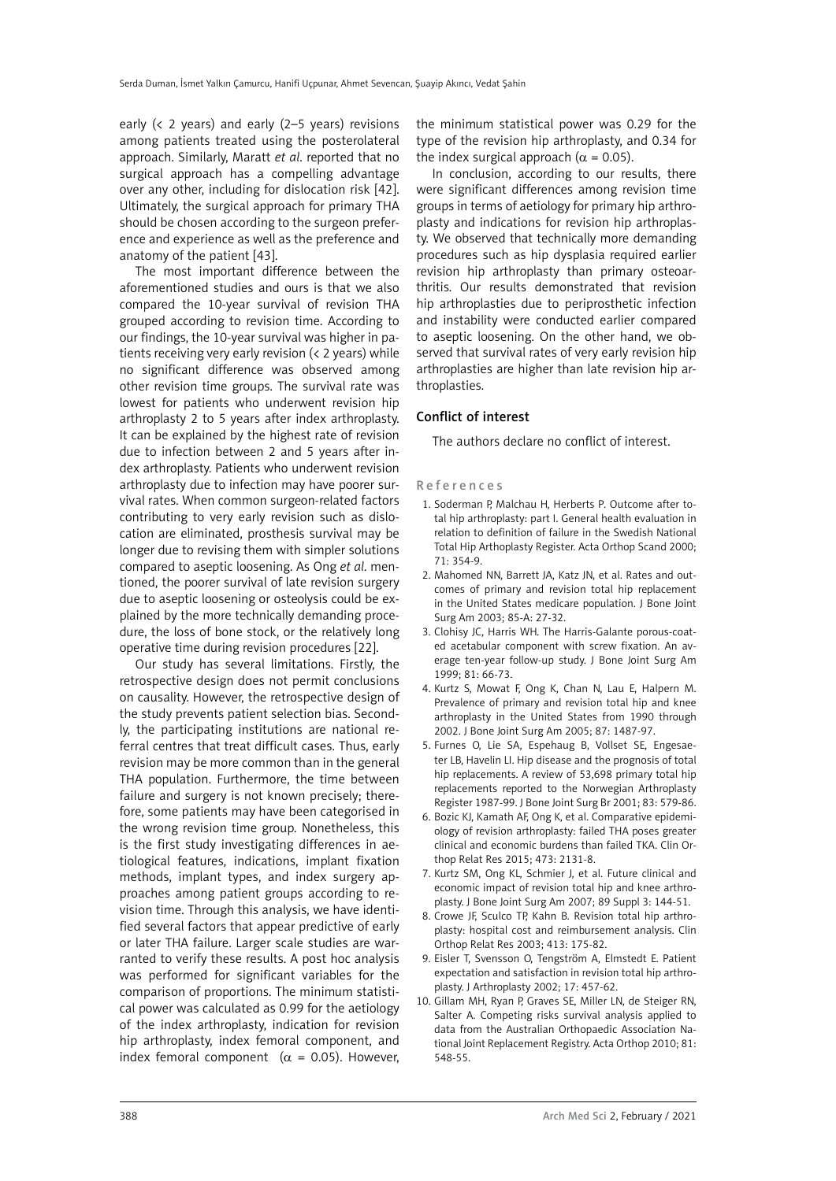early (< 2 years) and early (2–5 years) revisions among patients treated using the posterolateral approach. Similarly, Maratt *et al.* reported that no surgical approach has a compelling advantage over any other, including for dislocation risk [42]. Ultimately, the surgical approach for primary THA should be chosen according to the surgeon preference and experience as well as the preference and anatomy of the patient [43].

The most important difference between the aforementioned studies and ours is that we also compared the 10-year survival of revision THA grouped according to revision time. According to our findings, the 10-year survival was higher in patients receiving very early revision (< 2 years) while no significant difference was observed among other revision time groups. The survival rate was lowest for patients who underwent revision hip arthroplasty 2 to 5 years after index arthroplasty. It can be explained by the highest rate of revision due to infection between 2 and 5 years after index arthroplasty. Patients who underwent revision arthroplasty due to infection may have poorer survival rates. When common surgeon-related factors contributing to very early revision such as dislocation are eliminated, prosthesis survival may be longer due to revising them with simpler solutions compared to aseptic loosening. As Ong *et al.* mentioned, the poorer survival of late revision surgery due to aseptic loosening or osteolysis could be explained by the more technically demanding procedure, the loss of bone stock, or the relatively long operative time during revision procedures [22].

Our study has several limitations. Firstly, the retrospective design does not permit conclusions on causality. However, the retrospective design of the study prevents patient selection bias. Secondly, the participating institutions are national referral centres that treat difficult cases. Thus, early revision may be more common than in the general THA population. Furthermore, the time between failure and surgery is not known precisely; therefore, some patients may have been categorised in the wrong revision time group. Nonetheless, this is the first study investigating differences in aetiological features, indications, implant fixation methods, implant types, and index surgery approaches among patient groups according to revision time. Through this analysis, we have identified several factors that appear predictive of early or later THA failure. Larger scale studies are warranted to verify these results. A post hoc analysis was performed for significant variables for the comparison of proportions. The minimum statistical power was calculated as 0.99 for the aetiology of the index arthroplasty, indication for revision hip arthroplasty, index femoral component, and index femoral component ($\alpha = 0.05$). However, the minimum statistical power was 0.29 for the type of the revision hip arthroplasty, and 0.34 for the index surgical approach ($\alpha = 0.05$).

In conclusion, according to our results, there were significant differences among revision time groups in terms of aetiology for primary hip arthroplasty and indications for revision hip arthroplasty. We observed that technically more demanding procedures such as hip dysplasia required earlier revision hip arthroplasty than primary osteoarthritis. Our results demonstrated that revision hip arthroplasties due to periprosthetic infection and instability were conducted earlier compared to aseptic loosening. On the other hand, we observed that survival rates of very early revision hip arthroplasties are higher than late revision hip arthroplasties.

## Conflict of interest

The authors declare no conflict of interest.

## References

1. Soderman P, Malchau H, Herberts P. Outcome after total hip arthroplasty: part I. General health evaluation in relation to definition of failure in the Swedish National Total Hip Arthoplasty Register. Acta Orthop Scand 2000; 71: 354-9.
2. Mahomed NN, Barrett JA, Katz JN, et al. Rates and outcomes of primary and revision total hip replacement in the United States medicare population. J Bone Joint Surg Am 2003; 85-A: 27-32.
3. Clohisy JC, Harris WH. The Harris-Galante porous-coated acetabular component with screw fixation. An average ten-year follow-up study. J Bone Joint Surg Am 1999; 81: 66-73.
4. Kurtz S, Mowat F, Ong K, Chan N, Lau E, Halpern M. Prevalence of primary and revision total hip and knee arthroplasty in the United States from 1990 through 2002. J Bone Joint Surg Am 2005; 87: 1487-97.
5. Furnes O, Lie SA, Espehaug B, Vollset SE, Engesaeter LB, Havelin LI. Hip disease and the prognosis of total hip replacements. A review of 53,698 primary total hip replacements reported to the Norwegian Arthroplasty Register 1987-99. J Bone Joint Surg Br 2001; 83: 579-86.
6. Bozic KJ, Kamath AF, Ong K, et al. Comparative epidemiology of revision arthroplasty: failed THA poses greater clinical and economic burdens than failed TKA. Clin Orthop Relat Res 2015; 473: 2131-8.
7. Kurtz SM, Ong KL, Schmier J, et al. Future clinical and economic impact of revision total hip and knee arthroplasty. J Bone Joint Surg Am 2007; 89 Suppl 3: 144-51.
8. Crowe JF, Sculco TP, Kahn B. Revision total hip arthroplasty: hospital cost and reimbursement analysis. Clin Orthop Relat Res 2003; 413: 175-82.
9. Eisler T, Svensson O, Tengström A, Elmstedt E. Patient expectation and satisfaction in revision total hip arthroplasty. J Arthroplasty 2002; 17: 457-62.
10. Gillam MH, Ryan P, Graves SE, Miller LN, de Steiger RN, Salter A. Competing risks survival analysis applied to data from the Australian Orthopaedic Association National Joint Replacement Registry. Acta Orthop 2010; 81: 548-55.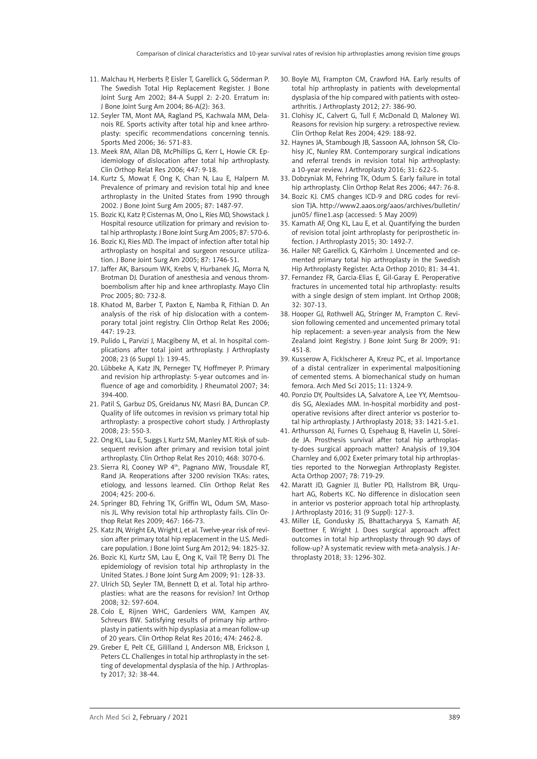11. Malchau H, Herberts P, Eisler T, Garellick G, Söderman P. The Swedish Total Hip Replacement Register. J Bone Joint Surg Am 2002; 84-A Suppl 2: 2-20. Erratum in: J Bone Joint Surg Am 2004; 86-A(2): 363.
12. Seyler TM, Mont MA, Ragland PS, Kachwala MM, Delanois RE. Sports activity after total hip and knee arthroplasty: specific recommendations concerning tennis. Sports Med 2006; 36: 571-83.
13. Meek RM, Allan DB, McPhillips G, Kerr L, Howie CR. Epidemiology of dislocation after total hip arthroplasty. Clin Orthop Relat Res 2006; 447: 9-18.
14. Kurtz S, Mowat F, Ong K, Chan N, Lau E, Halpern M. Prevalence of primary and revision total hip and knee arthroplasty in the United States from 1990 through 2002. J Bone Joint Surg Am 2005; 87: 1487-97.
15. Bozic KJ, Katz P, Cisternas M, Ono L, Ries MD, Showstack J. Hospital resource utilization for primary and revision total hip arthroplasty. J Bone Joint Surg Am 2005; 87: 570-6.
16. Bozic KJ, Ries MD. The impact of infection after total hip arthroplasty on hospital and surgeon resource utilization. J Bone Joint Surg Am 2005; 87: 1746-51.
17. Jaffer AK, Barsoum WK, Krebs V, Hurbanek JG, Morra N, Brotman DJ. Duration of anesthesia and venous thromboembolism after hip and knee arthroplasty. Mayo Clin Proc 2005; 80: 732-8.
18. Khatod M, Barber T, Paxton E, Namba R, Fithian D. An analysis of the risk of hip dislocation with a contemporary total joint registry. Clin Orthop Relat Res 2006; 447: 19-23.
19. Pulido L, Parvizi J, Macgibeny M, et al. In hospital complications after total joint arthroplasty. J Arthroplasty 2008; 23 (6 Suppl 1): 139-45.
20. Lübbeke A, Katz JN, Perneger TV, Hoffmeyer P. Primary and revision hip arthroplasty: 5-year outcomes and influence of age and comorbidity. J Rheumatol 2007; 34: 394-400.
21. Patil S, Garbuz DS, Greidanus NV, Masri BA, Duncan CP. Quality of life outcomes in revision vs primary total hip arthroplasty: a prospective cohort study. J Arthroplasty 2008; 23: 550-3.
22. Ong KL, Lau E, Suggs J, Kurtz SM, Manley MT. Risk of subsequent revision after primary and revision total joint arthroplasty. Clin Orthop Relat Res 2010; 468: 3070-6.
23. Sierra RJ, Cooney WP 4th, Pagnano MW, Trousdale RT, Rand JA. Reoperations after 3200 revision TKAs: rates, etiology, and lessons learned. Clin Orthop Relat Res 2004; 425: 200-6.
24. Springer BD, Fehring TK, Griffin WL, Odum SM, Masonis JL. Why revision total hip arthroplasty fails. Clin Orthop Relat Res 2009; 467: 166-73.
25. Katz JN, Wright EA, Wright J, et al. Twelve-year risk of revision after primary total hip replacement in the U.S. Medicare population. J Bone Joint Surg Am 2012; 94: 1825-32.
26. Bozic KJ, Kurtz SM, Lau E, Ong K, Vail TP, Berry DJ. The epidemiology of revision total hip arthroplasty in the United States. J Bone Joint Surg Am 2009; 91: 128-33.
27. Ulrich SD, Seyler TM, Bennett D, et al. Total hip arthroplasties: what are the reasons for revision? Int Orthop 2008; 32: 597-604.
28. Colo E, Rijnen WHC, Gardeniers WM, Kampen AV, Schreurs BW. Satisfying results of primary hip arthroplasty in patients with hip dysplasia at a mean follow-up of 20 years. Clin Orthop Relat Res 2016; 474: 2462-8.
29. Greber E, Pelt CE, Gililland J, Anderson MB, Erickson J, Peters CL. Challenges in total hip arthroplasty in the setting of developmental dysplasia of the hip. J Arthroplasty 2017; 32: 38-44.
30. Boyle MJ, Frampton CM, Crawford HA. Early results of total hip arthroplasty in patients with developmental dysplasia of the hip compared with patients with osteoarthritis. J Arthroplasty 2012; 27: 386-90.
31. Clohisy JC, Calvert G, Tull F, McDonald D, Maloney WJ. Reasons for revision hip surgery: a retrospective review. Clin Orthop Relat Res 2004; 429: 188-92.
32. Haynes JA, Stambough JB, Sassoon AA, Johnson SR, Clohisy JC, Nunley RM. Contemporary surgical indications and referral trends in revision total hip arthroplasty: a 10-year review. J Arthroplasty 2016; 31: 622-5.
33. Dobzyniak M, Fehring TK, Odum S. Early failure in total hip arthroplasty. Clin Orthop Relat Res 2006; 447: 76-8.
34. Bozic KJ. CMS changes ICD-9 and DRG codes for revision TJA. http://www2.aaos.org/aaos/archives/bulletin/jun05/ fline1.asp (accessed: 5 May 2009)
35. Kamath AF, Ong KL, Lau E, et al. Quantifying the burden of revision total joint arthroplasty for periprosthetic infection. J Arthroplasty 2015; 30: 1492-7.
36. Hailer NP, Garellick G, Kärrholm J. Uncemented and cemented primary total hip arthroplasty in the Swedish Hip Arthroplasty Register. Acta Orthop 2010; 81: 34-41.
37. Fernandez FR, Garcia-Elias E, Gil-Garay E. Peroperative fractures in uncemented total hip arthroplasty: results with a single design of stem implant. Int Orthop 2008; 32: 307-13.
38. Hooper GJ, Rothwell AG, Stringer M, Frampton C. Revision following cemented and uncemented primary total hip replacement: a seven-year analysis from the New Zealand Joint Registry. J Bone Joint Surg Br 2009; 91: 451-8.
39. Kusserow A, Ficklscherer A, Kreuz PC, et al. Importance of a distal centralizer in experimental malpositioning of cemented stems. A biomechanical study on human femora. Arch Med Sci 2015; 11: 1324-9.
40. Ponzio DY, Poultsides LA, Salvatore A, Lee YY, Memtsoudis SG, Alexiades MM. In-hospital morbidity and postoperative revisions after direct anterior vs posterior total hip arthroplasty. J Arthroplasty 2018; 33: 1421-5.e1.
41. Arthursson AJ, Furnes O, Espehaug B, Havelin LI, Söreide JA. Prosthesis survival after total hip arthroplasty-does surgical approach matter? Analysis of 19,304 Charnley and 6,002 Exeter primary total hip arthroplasties reported to the Norwegian Arthroplasty Register. Acta Orthop 2007; 78: 719-29.
42. Maratt JD, Gagnier JJ, Butler PD, Hallstrom BR, Urquhart AG, Roberts KC. No difference in dislocation seen in anterior vs posterior approach total hip arthroplasty. J Arthroplasty 2016; 31 (9 Suppl): 127-3.
43. Miller LE, Gondusky JS, Bhattacharyya S, Kamath AF, Boettner F, Wright J. Does surgical approach affect outcomes in total hip arthroplasty through 90 days of follow-up? A systematic review with meta-analysis. J Arthroplasty 2018; 33: 1296-302.